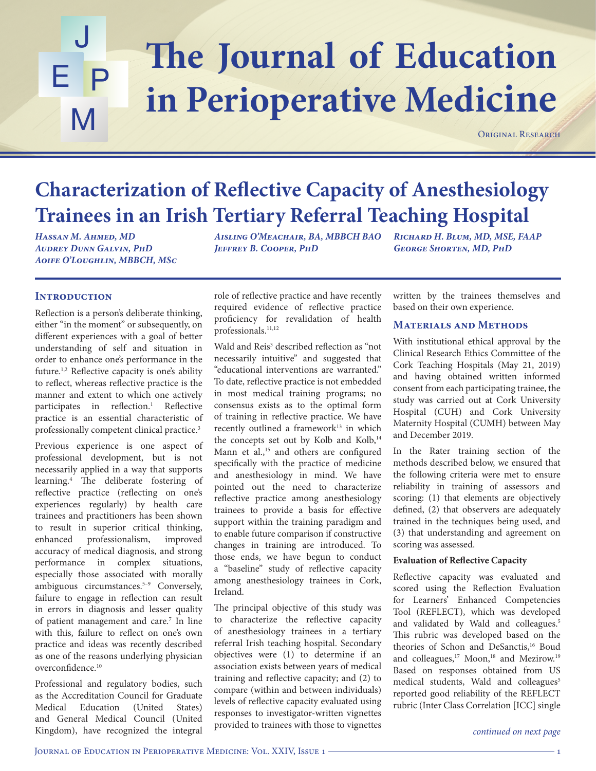Original Research

# Characterization of Reflective Capacity of Anesthesiology Trainees in an Irish Tertiary Referral Teaching Hospital

*Hassan M. Ahmed, MD*
*Audrey Dunn Galvin, PhD*
*Aoife O'Loughlin, MBBCH, MSc*
*Aisling O'Meachair, BA, MBBCH BAO*
*Jeffrey B. Cooper, PhD*
*Richard H. Blum, MD, MSE, FAAP*
*George Shorten, MD, PhD*

## Introduction

Reflection is a person's deliberate thinking, either "in the moment" or subsequently, on different experiences with a goal of better understanding of self and situation in order to enhance one's performance in the future.[1,2] Reflective capacity is one's ability to reflect, whereas reflective practice is the manner and extent to which one actively participates in reflection.[1] Reflective practice is an essential characteristic of professionally competent clinical practice.[3]

Previous experience is one aspect of professional development, but is not necessarily applied in a way that supports learning.[4] The deliberate fostering of reflective practice (reflecting on one's experiences regularly) by health care trainees and practitioners has been shown to result in superior critical thinking, enhanced professionalism, improved accuracy of medical diagnosis, and strong performance in complex situations, especially those associated with morally ambiguous circumstances.[5–9] Conversely, failure to engage in reflection can result in errors in diagnosis and lesser quality of patient management and care.[7] In line with this, failure to reflect on one's own practice and ideas was recently described as one of the reasons underlying physician overconfidence.[10]

Professional and regulatory bodies, such as the Accreditation Council for Graduate Medical Education (United States) and General Medical Council (United Kingdom), have recognized the integral role of reflective practice and have recently required evidence of reflective practice proficiency for revalidation of health professionals.[11,12]

Wald and Reis[3] described reflection as "not necessarily intuitive" and suggested that "educational interventions are warranted." To date, reflective practice is not embedded in most medical training programs; no consensus exists as to the optimal form of training in reflective practice. We have recently outlined a framework[13] in which the concepts set out by Kolb and Kolb,[14] Mann et al.,[15] and others are configured specifically with the practice of medicine and anesthesiology in mind. We have pointed out the need to characterize reflective practice among anesthesiology trainees to provide a basis for effective support within the training paradigm and to enable future comparison if constructive changes in training are introduced. To those ends, we have begun to conduct a "baseline" study of reflective capacity among anesthesiology trainees in Cork, Ireland.

The principal objective of this study was to characterize the reflective capacity of anesthesiology trainees in a tertiary referral Irish teaching hospital. Secondary objectives were (1) to determine if an association exists between years of medical training and reflective capacity; and (2) to compare (within and between individuals) levels of reflective capacity evaluated using responses to investigator-written vignettes provided to trainees with those to vignettes written by the trainees themselves and based on their own experience.

## Materials and Methods

With institutional ethical approval by the Clinical Research Ethics Committee of the Cork Teaching Hospitals (May 21, 2019) and having obtained written informed consent from each participating trainee, the study was carried out at Cork University Hospital (CUH) and Cork University Maternity Hospital (CUMH) between May and December 2019.

In the Rater training section of the methods described below, we ensured that the following criteria were met to ensure reliability in training of assessors and scoring: (1) that elements are objectively defined, (2) that observers are adequately trained in the techniques being used, and (3) that understanding and agreement on scoring was assessed.

**Evaluation of Reflective Capacity**

Reflective capacity was evaluated and scored using the Reflection Evaluation for Learners' Enhanced Competencies Tool (REFLECT), which was developed and validated by Wald and colleagues.[5] This rubric was developed based on the theories of Schon and DeSanctis,[16] Boud and colleagues,[17] Moon,[18] and Mezirow.[19] Based on responses obtained from US medical students, Wald and colleagues[5] reported good reliability of the REFLECT rubric (Inter Class Correlation [ICC] single

*continued on next page*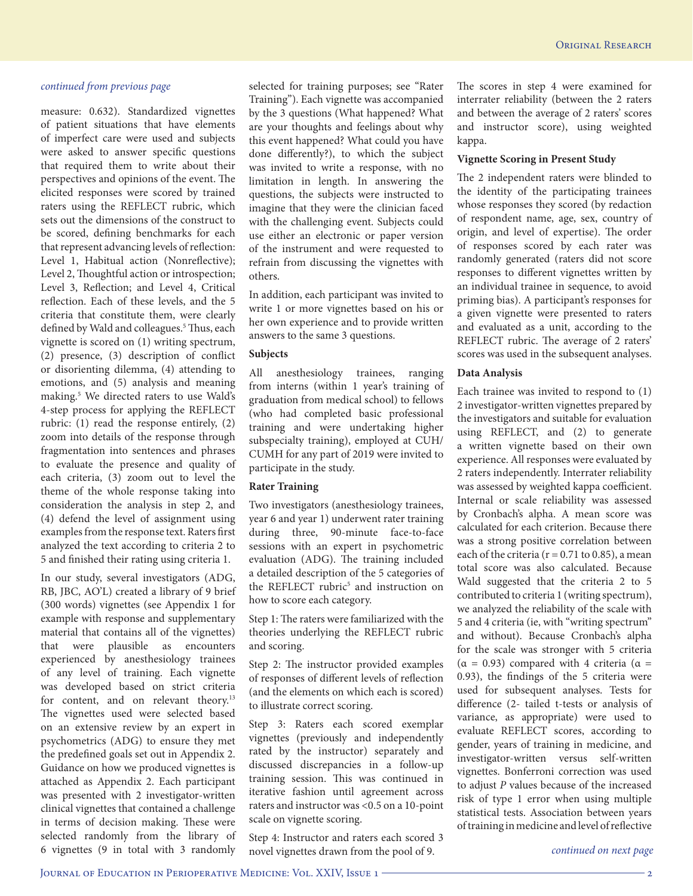*continued from previous page*

measure: 0.632). Standardized vignettes of patient situations that have elements of imperfect care were used and subjects were asked to answer specific questions that required them to write about their perspectives and opinions of the event. The elicited responses were scored by trained raters using the REFLECT rubric, which sets out the dimensions of the construct to be scored, defining benchmarks for each that represent advancing levels of reflection: Level 1, Habitual action (Nonreflective); Level 2, Thoughtful action or introspection; Level 3, Reflection; and Level 4, Critical reflection. Each of these levels, and the 5 criteria that constitute them, were clearly defined by Wald and colleagues.[5] Thus, each vignette is scored on (1) writing spectrum, (2) presence, (3) description of conflict or disorienting dilemma, (4) attending to emotions, and (5) analysis and meaning making.[5] We directed raters to use Wald's 4-step process for applying the REFLECT rubric: (1) read the response entirely, (2) zoom into details of the response through fragmentation into sentences and phrases to evaluate the presence and quality of each criteria, (3) zoom out to level the theme of the whole response taking into consideration the analysis in step 2, and (4) defend the level of assignment using examples from the response text. Raters first analyzed the text according to criteria 2 to 5 and finished their rating using criteria 1.

In our study, several investigators (ADG, RB, JBC, AO'L) created a library of 9 brief (300 words) vignettes (see Appendix 1 for example with response and supplementary material that contains all of the vignettes) that were plausible as encounters experienced by anesthesiology trainees of any level of training. Each vignette was developed based on strict criteria for content, and on relevant theory.[13] The vignettes used were selected based on an extensive review by an expert in psychometrics (ADG) to ensure they met the predefined goals set out in Appendix 2. Guidance on how we produced vignettes is attached as Appendix 2. Each participant was presented with 2 investigator-written clinical vignettes that contained a challenge in terms of decision making. These were selected randomly from the library of 6 vignettes (9 in total with 3 randomly selected for training purposes; see "Rater Training"). Each vignette was accompanied by the 3 questions (What happened? What are your thoughts and feelings about why this event happened? What could you have done differently?), to which the subject was invited to write a response, with no limitation in length. In answering the questions, the subjects were instructed to imagine that they were the clinician faced with the challenging event. Subjects could use either an electronic or paper version of the instrument and were requested to refrain from discussing the vignettes with others.

In addition, each participant was invited to write 1 or more vignettes based on his or her own experience and to provide written answers to the same 3 questions.

### Subjects

All anesthesiology trainees, ranging from interns (within 1 year's training of graduation from medical school) to fellows (who had completed basic professional training and were undertaking higher subspecialty training), employed at CUH/CUMH for any part of 2019 were invited to participate in the study.

### Rater Training

Two investigators (anesthesiology trainees, year 6 and year 1) underwent rater training during three, 90-minute face-to-face sessions with an expert in psychometric evaluation (ADG). The training included a detailed description of the 5 categories of the REFLECT rubric[5] and instruction on how to score each category.

Step 1: The raters were familiarized with the theories underlying the REFLECT rubric and scoring.

Step 2: The instructor provided examples of responses of different levels of reflection (and the elements on which each is scored) to illustrate correct scoring.

Step 3: Raters each scored exemplar vignettes (previously and independently rated by the instructor) separately and discussed discrepancies in a follow-up training session. This was continued in iterative fashion until agreement across raters and instructor was <0.5 on a 10-point scale on vignette scoring.

Step 4: Instructor and raters each scored 3 novel vignettes drawn from the pool of 9.

The scores in step 4 were examined for interrater reliability (between the 2 raters and between the average of 2 raters' scores and instructor score), using weighted kappa.

### Vignette Scoring in Present Study

The 2 independent raters were blinded to the identity of the participating trainees whose responses they scored (by redaction of respondent name, age, sex, country of origin, and level of expertise). The order of responses scored by each rater was randomly generated (raters did not score responses to different vignettes written by an individual trainee in sequence, to avoid priming bias). A participant's responses for a given vignette were presented to raters and evaluated as a unit, according to the REFLECT rubric. The average of 2 raters' scores was used in the subsequent analyses.

### Data Analysis

Each trainee was invited to respond to (1) 2 investigator-written vignettes prepared by the investigators and suitable for evaluation using REFLECT, and (2) to generate a written vignette based on their own experience. All responses were evaluated by 2 raters independently. Interrater reliability was assessed by weighted kappa coefficient. Internal or scale reliability was assessed by Cronbach's alpha. A mean score was calculated for each criterion. Because there was a strong positive correlation between each of the criteria ($r = 0.71$ to $0.85$), a mean total score was also calculated. Because Wald suggested that the criteria 2 to 5 contributed to criteria 1 (writing spectrum), we analyzed the reliability of the scale with 5 and 4 criteria (ie, with "writing spectrum" and without). Because Cronbach's alpha for the scale was stronger with 5 criteria ($\alpha = 0.93$) compared with 4 criteria ($\alpha = 0.93$), the findings of the 5 criteria were used for subsequent analyses. Tests for difference (2- tailed t-tests or analysis of variance, as appropriate) were used to evaluate REFLECT scores, according to gender, years of training in medicine, and investigator-written versus self-written vignettes. Bonferroni correction was used to adjust *P* values because of the increased risk of type 1 error when using multiple statistical tests. Association between years of training in medicine and level of reflective

*continued on next page*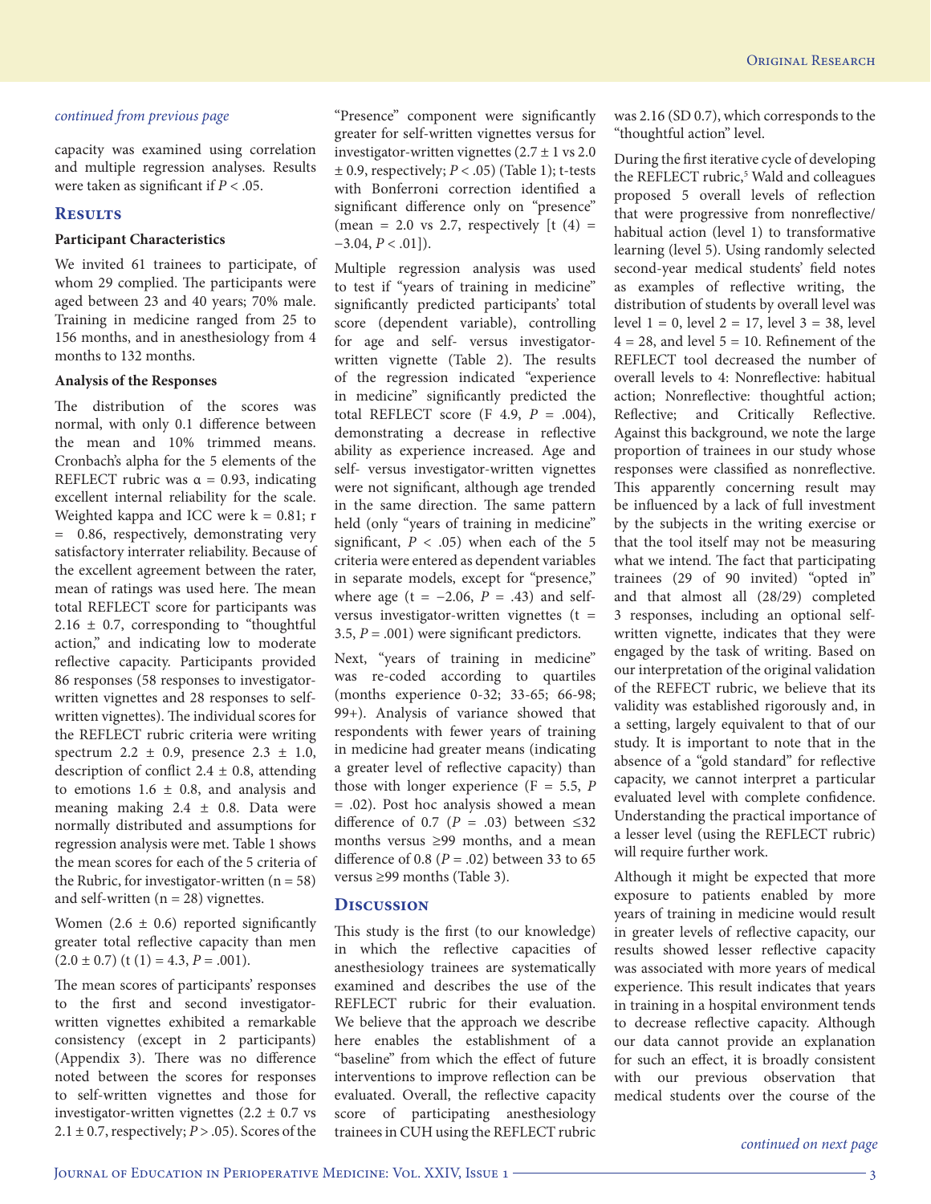*continued from previous page*

capacity was examined using correlation and multiple regression analyses. Results were taken as significant if $P < .05$.

## Results

### Participant Characteristics

We invited 61 trainees to participate, of whom 29 complied. The participants were aged between 23 and 40 years; 70% male. Training in medicine ranged from 25 to 156 months, and in anesthesiology from 4 months to 132 months.

### Analysis of the Responses

The distribution of the scores was normal, with only 0.1 difference between the mean and 10% trimmed means. Cronbach's alpha for the 5 elements of the REFLECT rubric was $\alpha = 0.93$, indicating excellent internal reliability for the scale. Weighted kappa and ICC were $k = 0.81$; $r = 0.86$, respectively, demonstrating very satisfactory interrater reliability. Because of the excellent agreement between the rater, mean of ratings was used here. The mean total REFLECT score for participants was $2.16 \pm 0.7$, corresponding to "thoughtful action," and indicating low to moderate reflective capacity. Participants provided 86 responses (58 responses to investigator-written vignettes and 28 responses to self-written vignettes). The individual scores for the REFLECT rubric criteria were writing spectrum $2.2 \pm 0.9$, presence $2.3 \pm 1.0$, description of conflict $2.4 \pm 0.8$, attending to emotions $1.6 \pm 0.8$, and analysis and meaning making $2.4 \pm 0.8$. Data were normally distributed and assumptions for regression analysis were met. Table 1 shows the mean scores for each of the 5 criteria of the Rubric, for investigator-written ($n = 58$) and self-written ($n = 28$) vignettes.

Women ($2.6 \pm 0.6$) reported significantly greater total reflective capacity than men ($2.0 \pm 0.7$) ($t\ (1) = 4.3$, $P = .001$).

The mean scores of participants' responses to the first and second investigator-written vignettes exhibited a remarkable consistency (except in 2 participants) (Appendix 3). There was no difference noted between the scores for responses to self-written vignettes and those for investigator-written vignettes ($2.2 \pm 0.7$ vs $2.1 \pm 0.7$, respectively; $P > .05$). Scores of the "Presence" component were significantly greater for self-written vignettes versus for investigator-written vignettes ($2.7 \pm 1$ vs $2.0 \pm 0.9$, respectively; $P < .05$) (Table 1); t-tests with Bonferroni correction identified a significant difference only on "presence" (mean = 2.0 vs 2.7, respectively [$t\ (4) = -3.04$, $P < .01$]).

Multiple regression analysis was used to test if "years of training in medicine" significantly predicted participants' total score (dependent variable), controlling for age and self- versus investigator-written vignette (Table 2). The results of the regression indicated "experience in medicine" significantly predicted the total REFLECT score ($F$ 4.9, $P = .004$), demonstrating a decrease in reflective ability as experience increased. Age and self- versus investigator-written vignettes were not significant, although age trended in the same direction. The same pattern held (only "years of training in medicine" significant, $P < .05$) when each of the 5 criteria were entered as dependent variables in separate models, except for "presence," where age ($t = -2.06$, $P = .43$) and self- versus investigator-written vignettes ($t = 3.5$, $P = .001$) were significant predictors.

Next, "years of training in medicine" was re-coded according to quartiles (months experience 0-32; 33-65; 66-98; 99+). Analysis of variance showed that respondents with fewer years of training in medicine had greater means (indicating a greater level of reflective capacity) than those with longer experience ($F = 5.5$, $P = .02$). Post hoc analysis showed a mean difference of 0.7 ($P = .03$) between ≤32 months versus ≥99 months, and a mean difference of 0.8 ($P = .02$) between 33 to 65 versus ≥99 months (Table 3).

## Discussion

This study is the first (to our knowledge) in which the reflective capacities of anesthesiology trainees are systematically examined and describes the use of the REFLECT rubric for their evaluation. We believe that the approach we describe here enables the establishment of a "baseline" from which the effect of future interventions to improve reflection can be evaluated. Overall, the reflective capacity score of participating anesthesiology trainees in CUH using the REFLECT rubric was 2.16 (SD 0.7), which corresponds to the "thoughtful action" level.

During the first iterative cycle of developing the REFLECT rubric,[5] Wald and colleagues proposed 5 overall levels of reflection that were progressive from nonreflective/habitual action (level 1) to transformative learning (level 5). Using randomly selected second-year medical students' field notes as examples of reflective writing, the distribution of students by overall level was level 1 = 0, level 2 = 17, level 3 = 38, level 4 = 28, and level 5 = 10. Refinement of the REFLECT tool decreased the number of overall levels to 4: Nonreflective: habitual action; Nonreflective: thoughtful action; Reflective; and Critically Reflective. Against this background, we note the large proportion of trainees in our study whose responses were classified as nonreflective. This apparently concerning result may be influenced by a lack of full investment by the subjects in the writing exercise or that the tool itself may not be measuring what we intend. The fact that participating trainees (29 of 90 invited) "opted in" and that almost all (28/29) completed 3 responses, including an optional self-written vignette, indicates that they were engaged by the task of writing. Based on our interpretation of the original validation of the REFECT rubric, we believe that its validity was established rigorously and, in a setting, largely equivalent to that of our study. It is important to note that in the absence of a "gold standard" for reflective capacity, we cannot interpret a particular evaluated level with complete confidence. Understanding the practical importance of a lesser level (using the REFLECT rubric) will require further work.

Although it might be expected that more exposure to patients enabled by more years of training in medicine would result in greater levels of reflective capacity, our results showed lesser reflective capacity was associated with more years of medical experience. This result indicates that years in training in a hospital environment tends to decrease reflective capacity. Although our data cannot provide an explanation for such an effect, it is broadly consistent with our previous observation that medical students over the course of the

*continued on next page*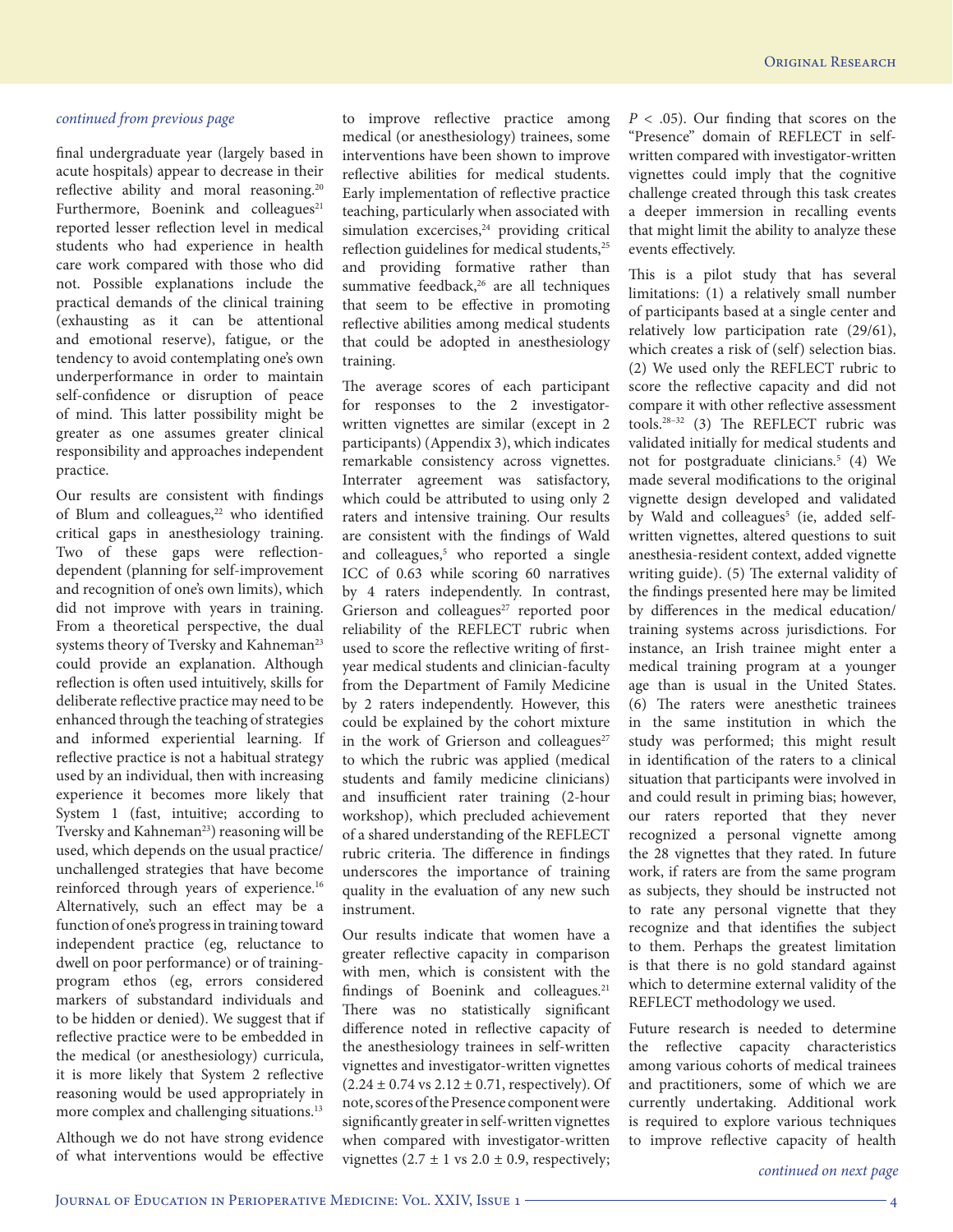*continued from previous page*

final undergraduate year (largely based in acute hospitals) appear to decrease in their reflective ability and moral reasoning.[20] Furthermore, Boenink and colleagues[21] reported lesser reflection level in medical students who had experience in health care work compared with those who did not. Possible explanations include the practical demands of the clinical training (exhausting as it can be attentional and emotional reserve), fatigue, or the tendency to avoid contemplating one's own underperformance in order to maintain self-confidence or disruption of peace of mind. This latter possibility might be greater as one assumes greater clinical responsibility and approaches independent practice.

Our results are consistent with findings of Blum and colleagues,[22] who identified critical gaps in anesthesiology training. Two of these gaps were reflection-dependent (planning for self-improvement and recognition of one's own limits), which did not improve with years in training. From a theoretical perspective, the dual systems theory of Tversky and Kahneman[23] could provide an explanation. Although reflection is often used intuitively, skills for deliberate reflective practice may need to be enhanced through the teaching of strategies and informed experiential learning. If reflective practice is not a habitual strategy used by an individual, then with increasing experience it becomes more likely that System 1 (fast, intuitive; according to Tversky and Kahneman[23]) reasoning will be used, which depends on the usual practice/unchallenged strategies that have become reinforced through years of experience.[16] Alternatively, such an effect may be a function of one's progress in training toward independent practice (eg, reluctance to dwell on poor performance) or of training-program ethos (eg, errors considered markers of substandard individuals and to be hidden or denied). We suggest that if reflective practice were to be embedded in the medical (or anesthesiology) curricula, it is more likely that System 2 reflective reasoning would be used appropriately in more complex and challenging situations.[13]

Although we do not have strong evidence of what interventions would be effective to improve reflective practice among medical (or anesthesiology) trainees, some interventions have been shown to improve reflective abilities for medical students. Early implementation of reflective practice teaching, particularly when associated with simulation excercises,[24] providing critical reflection guidelines for medical students,[25] and providing formative rather than summative feedback,[26] are all techniques that seem to be effective in promoting reflective abilities among medical students that could be adopted in anesthesiology training.

The average scores of each participant for responses to the 2 investigator-written vignettes are similar (except in 2 participants) (Appendix 3), which indicates remarkable consistency across vignettes. Interrater agreement was satisfactory, which could be attributed to using only 2 raters and intensive training. Our results are consistent with the findings of Wald and colleagues,[5] who reported a single ICC of 0.63 while scoring 60 narratives by 4 raters independently. In contrast, Grierson and colleagues[27] reported poor reliability of the REFLECT rubric when used to score the reflective writing of first-year medical students and clinician-faculty from the Department of Family Medicine by 2 raters independently. However, this could be explained by the cohort mixture in the work of Grierson and colleagues[27] to which the rubric was applied (medical students and family medicine clinicians) and insufficient rater training (2-hour workshop), which precluded achievement of a shared understanding of the REFLECT rubric criteria. The difference in findings underscores the importance of training quality in the evaluation of any new such instrument.

Our results indicate that women have a greater reflective capacity in comparison with men, which is consistent with the findings of Boenink and colleagues.[21] There was no statistically significant difference noted in reflective capacity of the anesthesiology trainees in self-written vignettes and investigator-written vignettes ($2.24 \pm 0.74$ vs $2.12 \pm 0.71$, respectively). Of note, scores of the Presence component were significantly greater in self-written vignettes when compared with investigator-written vignettes ($2.7 \pm 1$ vs $2.0 \pm 0.9$, respectively; $P < .05$). Our finding that scores on the "Presence" domain of REFLECT in self-written compared with investigator-written vignettes could imply that the cognitive challenge created through this task creates a deeper immersion in recalling events that might limit the ability to analyze these events effectively.

This is a pilot study that has several limitations: (1) a relatively small number of participants based at a single center and relatively low participation rate (29/61), which creates a risk of (self) selection bias. (2) We used only the REFLECT rubric to score the reflective capacity and did not compare it with other reflective assessment tools.[28–32] (3) The REFLECT rubric was validated initially for medical students and not for postgraduate clinicians.[5] (4) We made several modifications to the original vignette design developed and validated by Wald and colleagues[5] (ie, added self-written vignettes, altered questions to suit anesthesia-resident context, added vignette writing guide). (5) The external validity of the findings presented here may be limited by differences in the medical education/training systems across jurisdictions. For instance, an Irish trainee might enter a medical training program at a younger age than is usual in the United States. (6) The raters were anesthetic trainees in the same institution in which the study was performed; this might result in identification of the raters to a clinical situation that participants were involved in and could result in priming bias; however, our raters reported that they never recognized a personal vignette among the 28 vignettes that they rated. In future work, if raters are from the same program as subjects, they should be instructed not to rate any personal vignette that they recognize and that identifies the subject to them. Perhaps the greatest limitation is that there is no gold standard against which to determine external validity of the REFLECT methodology we used.

Future research is needed to determine the reflective capacity characteristics among various cohorts of medical trainees and practitioners, some of which we are currently undertaking. Additional work is required to explore various techniques to improve reflective capacity of health

*continued on next page*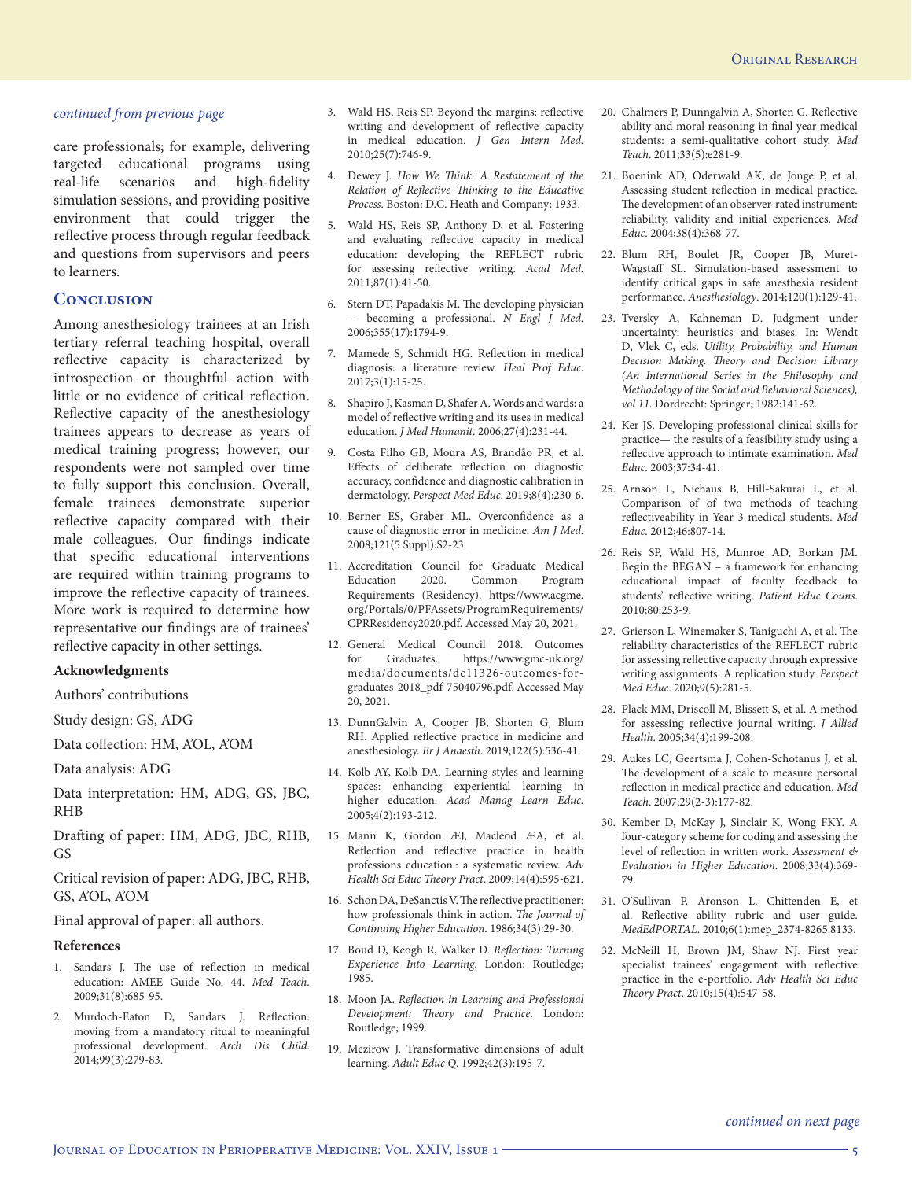*continued from previous page*

care professionals; for example, delivering targeted educational programs using real-life scenarios and high-fidelity simulation sessions, and providing positive environment that could trigger the reflective process through regular feedback and questions from supervisors and peers to learners.

## Conclusion

Among anesthesiology trainees at an Irish tertiary referral teaching hospital, overall reflective capacity is characterized by introspection or thoughtful action with little or no evidence of critical reflection. Reflective capacity of the anesthesiology trainees appears to decrease as years of medical training progress; however, our respondents were not sampled over time to fully support this conclusion. Overall, female trainees demonstrate superior reflective capacity compared with their male colleagues. Our findings indicate that specific educational interventions are required within training programs to improve the reflective capacity of trainees. More work is required to determine how representative our findings are of trainees' reflective capacity in other settings.

### Acknowledgments

Authors' contributions

Study design: GS, ADG

Data collection: HM, A'OL, A'OM

Data analysis: ADG

Data interpretation: HM, ADG, GS, JBC, RHB

Drafting of paper: HM, ADG, JBC, RHB, GS

Critical revision of paper: ADG, JBC, RHB, GS, A'OL, A'OM

Final approval of paper: all authors.

### References

1. Sandars J. The use of reflection in medical education: AMEE Guide No. 44. *Med Teach*. 2009;31(8):685-95.
2. Murdoch-Eaton D, Sandars J. Reflection: moving from a mandatory ritual to meaningful professional development. *Arch Dis Child*. 2014;99(3):279-83.
3. Wald HS, Reis SP. Beyond the margins: reflective writing and development of reflective capacity in medical education. *J Gen Intern Med*. 2010;25(7):746-9.
4. Dewey J. *How We Think: A Restatement of the Relation of Reflective Thinking to the Educative Process*. Boston: D.C. Heath and Company; 1933.
5. Wald HS, Reis SP, Anthony D, et al. Fostering and evaluating reflective capacity in medical education: developing the REFLECT rubric for assessing reflective writing. *Acad Med*. 2011;87(1):41-50.
6. Stern DT, Papadakis M. The developing physician — becoming a professional. *N Engl J Med*. 2006;355(17):1794-9.
7. Mamede S, Schmidt HG. Reflection in medical diagnosis: a literature review. *Heal Prof Educ*. 2017;3(1):15-25.
8. Shapiro J, Kasman D, Shafer A. Words and wards: a model of reflective writing and its uses in medical education. *J Med Humanit*. 2006;27(4):231-44.
9. Costa Filho GB, Moura AS, Brandão PR, et al. Effects of deliberate reflection on diagnostic accuracy, confidence and diagnostic calibration in dermatology. *Perspect Med Educ*. 2019;8(4):230-6.
10. Berner ES, Graber ML. Overconfidence as a cause of diagnostic error in medicine. *Am J Med*. 2008;121(5 Suppl):S2-23.
11. Accreditation Council for Graduate Medical Education 2020. Common Program Requirements (Residency). https://www.acgme.org/Portals/0/PFAssets/ProgramRequirements/CPRResidency2020.pdf. Accessed May 20, 2021.
12. General Medical Council 2018. Outcomes for Graduates. https://www.gmc-uk.org/media/documents/dc11326-outcomes-for-graduates-2018_pdf-75040796.pdf. Accessed May 20, 2021.
13. DunnGalvin A, Cooper JB, Shorten G, Blum RH. Applied reflective practice in medicine and anesthesiology. *Br J Anaesth*. 2019;122(5):536-41.
14. Kolb AY, Kolb DA. Learning styles and learning spaces: enhancing experiential learning in higher education. *Acad Manag Learn Educ*. 2005;4(2):193-212.
15. Mann K, Gordon ÆJ, Macleod ÆA, et al. Reflection and reflective practice in health professions education : a systematic review. *Adv Health Sci Educ Theory Pract*. 2009;14(4):595-621.
16. Schon DA, DeSanctis V. The reflective practitioner: how professionals think in action. *The Journal of Continuing Higher Education*. 1986;34(3):29-30.
17. Boud D, Keogh R, Walker D. *Reflection: Turning Experience Into Learning*. London: Routledge; 1985.
18. Moon JA. *Reflection in Learning and Professional Development: Theory and Practice*. London: Routledge; 1999.
19. Mezirow J. Transformative dimensions of adult learning. *Adult Educ Q*. 1992;42(3):195-7.
20. Chalmers P, Dunngalvin A, Shorten G. Reflective ability and moral reasoning in final year medical students: a semi-qualitative cohort study. *Med Teach*. 2011;33(5):e281-9.
21. Boenink AD, Oderwald AK, de Jonge P, et al. Assessing student reflection in medical practice. The development of an observer-rated instrument: reliability, validity and initial experiences. *Med Educ*. 2004;38(4):368-77.
22. Blum RH, Boulet JR, Cooper JB, Muret-Wagstaff SL. Simulation-based assessment to identify critical gaps in safe anesthesia resident performance. *Anesthesiology*. 2014;120(1):129-41.
23. Tversky A, Kahneman D. Judgment under uncertainty: heuristics and biases. In: Wendt D, Vlek C, eds. *Utility, Probability, and Human Decision Making. Theory and Decision Library (An International Series in the Philosophy and Methodology of the Social and Behavioral Sciences), vol 11*. Dordrecht: Springer; 1982:141-62.
24. Ker JS. Developing professional clinical skills for practice— the results of a feasibility study using a reflective approach to intimate examination. *Med Educ*. 2003;37:34-41.
25. Arnson L, Niehaus B, Hill-Sakurai L, et al. Comparison of of two methods of teaching reflectiveability in Year 3 medical students. *Med Educ*. 2012;46:807-14.
26. Reis SP, Wald HS, Munroe AD, Borkan JM. Begin the BEGAN – a framework for enhancing educational impact of faculty feedback to students' reflective writing. *Patient Educ Couns*. 2010;80:253-9.
27. Grierson L, Winemaker S, Taniguchi A, et al. The reliability characteristics of the REFLECT rubric for assessing reflective capacity through expressive writing assignments: A replication study. *Perspect Med Educ*. 2020;9(5):281-5.
28. Plack MM, Driscoll M, Blissett S, et al. A method for assessing reflective journal writing. *J Allied Health*. 2005;34(4):199-208.
29. Aukes LC, Geertsma J, Cohen-Schotanus J, et al. The development of a scale to measure personal reflection in medical practice and education. *Med Teach*. 2007;29(2-3):177-82.
30. Kember D, McKay J, Sinclair K, Wong FKY. A four-category scheme for coding and assessing the level of reflection in written work. *Assessment & Evaluation in Higher Education*. 2008;33(4):369-79.
31. O'Sullivan P, Aronson L, Chittenden E, et al. Reflective ability rubric and user guide. *MedEdPORTAL*. 2010;6(1):mep_2374-8265.8133.
32. McNeill H, Brown JM, Shaw NJ. First year specialist trainees' engagement with reflective practice in the e-portfolio. *Adv Health Sci Educ Theory Pract*. 2010;15(4):547-58.

*continued on next page*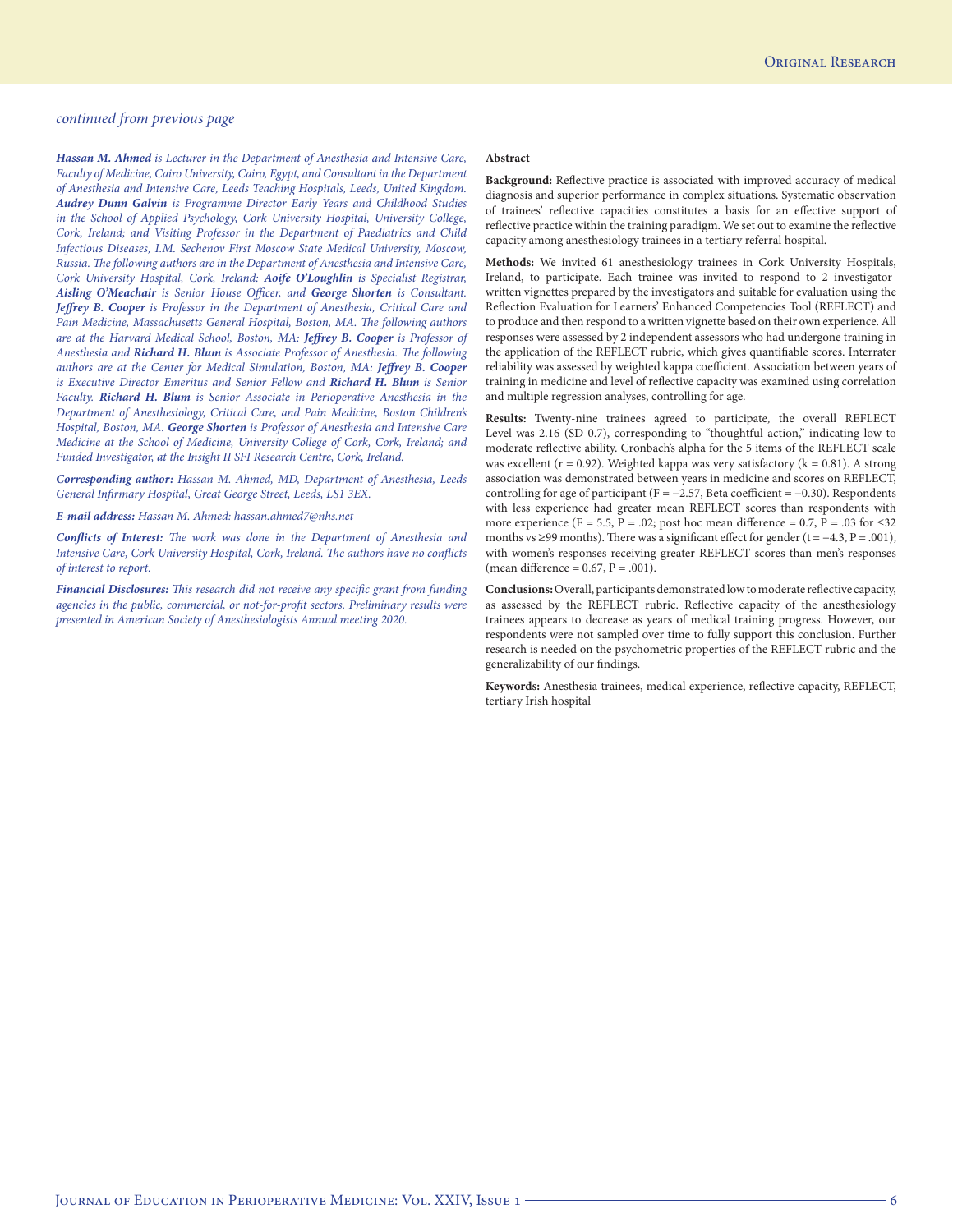*continued from previous page*

***Hassan M. Ahmed*** *is Lecturer in the Department of Anesthesia and Intensive Care, Faculty of Medicine, Cairo University, Cairo, Egypt, and Consultant in the Department of Anesthesia and Intensive Care, Leeds Teaching Hospitals, Leeds, United Kingdom.* ***Audrey Dunn Galvin*** *is Programme Director Early Years and Childhood Studies in the School of Applied Psychology, Cork University Hospital, University College, Cork, Ireland; and Visiting Professor in the Department of Paediatrics and Child Infectious Diseases, I.M. Sechenov First Moscow State Medical University, Moscow, Russia. The following authors are in the Department of Anesthesia and Intensive Care, Cork University Hospital, Cork, Ireland:* ***Aoife O'Loughlin*** *is Specialist Registrar,* ***Aisling O'Meachair*** *is Senior House Officer, and* ***George Shorten*** *is Consultant.* ***Jeffrey B. Cooper*** *is Professor in the Department of Anesthesia, Critical Care and Pain Medicine, Massachusetts General Hospital, Boston, MA. The following authors are at the Harvard Medical School, Boston, MA:* ***Jeffrey B. Cooper*** *is Professor of Anesthesia and* ***Richard H. Blum*** *is Associate Professor of Anesthesia. The following authors are at the Center for Medical Simulation, Boston, MA:* ***Jeffrey B. Cooper*** *is Executive Director Emeritus and Senior Fellow and* ***Richard H. Blum*** *is Senior Faculty.* ***Richard H. Blum*** *is Senior Associate in Perioperative Anesthesia in the Department of Anesthesiology, Critical Care, and Pain Medicine, Boston Children's Hospital, Boston, MA.* ***George Shorten*** *is Professor of Anesthesia and Intensive Care Medicine at the School of Medicine, University College of Cork, Cork, Ireland; and Funded Investigator, at the Insight II SFI Research Centre, Cork, Ireland.*

***Corresponding author:*** *Hassan M. Ahmed, MD, Department of Anesthesia, Leeds General Infirmary Hospital, Great George Street, Leeds, LS1 3EX.*

***E-mail address:*** *Hassan M. Ahmed: hassan.ahmed7@nhs.net*

***Conflicts of Interest:*** *The work was done in the Department of Anesthesia and Intensive Care, Cork University Hospital, Cork, Ireland. The authors have no conflicts of interest to report.*

***Financial Disclosures:*** *This research did not receive any specific grant from funding agencies in the public, commercial, or not-for-profit sectors. Preliminary results were presented in American Society of Anesthesiologists Annual meeting 2020.*

## Abstract

**Background:** Reflective practice is associated with improved accuracy of medical diagnosis and superior performance in complex situations. Systematic observation of trainees' reflective capacities constitutes a basis for an effective support of reflective practice within the training paradigm. We set out to examine the reflective capacity among anesthesiology trainees in a tertiary referral hospital.

**Methods:** We invited 61 anesthesiology trainees in Cork University Hospitals, Ireland, to participate. Each trainee was invited to respond to 2 investigator-written vignettes prepared by the investigators and suitable for evaluation using the Reflection Evaluation for Learners' Enhanced Competencies Tool (REFLECT) and to produce and then respond to a written vignette based on their own experience. All responses were assessed by 2 independent assessors who had undergone training in the application of the REFLECT rubric, which gives quantifiable scores. Interrater reliability was assessed by weighted kappa coefficient. Association between years of training in medicine and level of reflective capacity was examined using correlation and multiple regression analyses, controlling for age.

**Results:** Twenty-nine trainees agreed to participate, the overall REFLECT Level was 2.16 (SD 0.7), corresponding to "thoughtful action," indicating low to moderate reflective ability. Cronbach's alpha for the 5 items of the REFLECT scale was excellent ($r = 0.92$). Weighted kappa was very satisfactory ($k = 0.81$). A strong association was demonstrated between years in medicine and scores on REFLECT, controlling for age of participant ($F = -2.57$, Beta coefficient $= -0.30$). Respondents with less experience had greater mean REFLECT scores than respondents with more experience ($F = 5.5$, $P = .02$; post hoc mean difference $= 0.7$, $P = .03$ for ≤32 months vs ≥99 months). There was a significant effect for gender ($t = -4.3$, $P = .001$), with women's responses receiving greater REFLECT scores than men's responses (mean difference $= 0.67$, $P = .001$).

**Conclusions:** Overall, participants demonstrated low to moderate reflective capacity, as assessed by the REFLECT rubric. Reflective capacity of the anesthesiology trainees appears to decrease as years of medical training progress. However, our respondents were not sampled over time to fully support this conclusion. Further research is needed on the psychometric properties of the REFLECT rubric and the generalizability of our findings.

**Keywords:** Anesthesia trainees, medical experience, reflective capacity, REFLECT, tertiary Irish hospital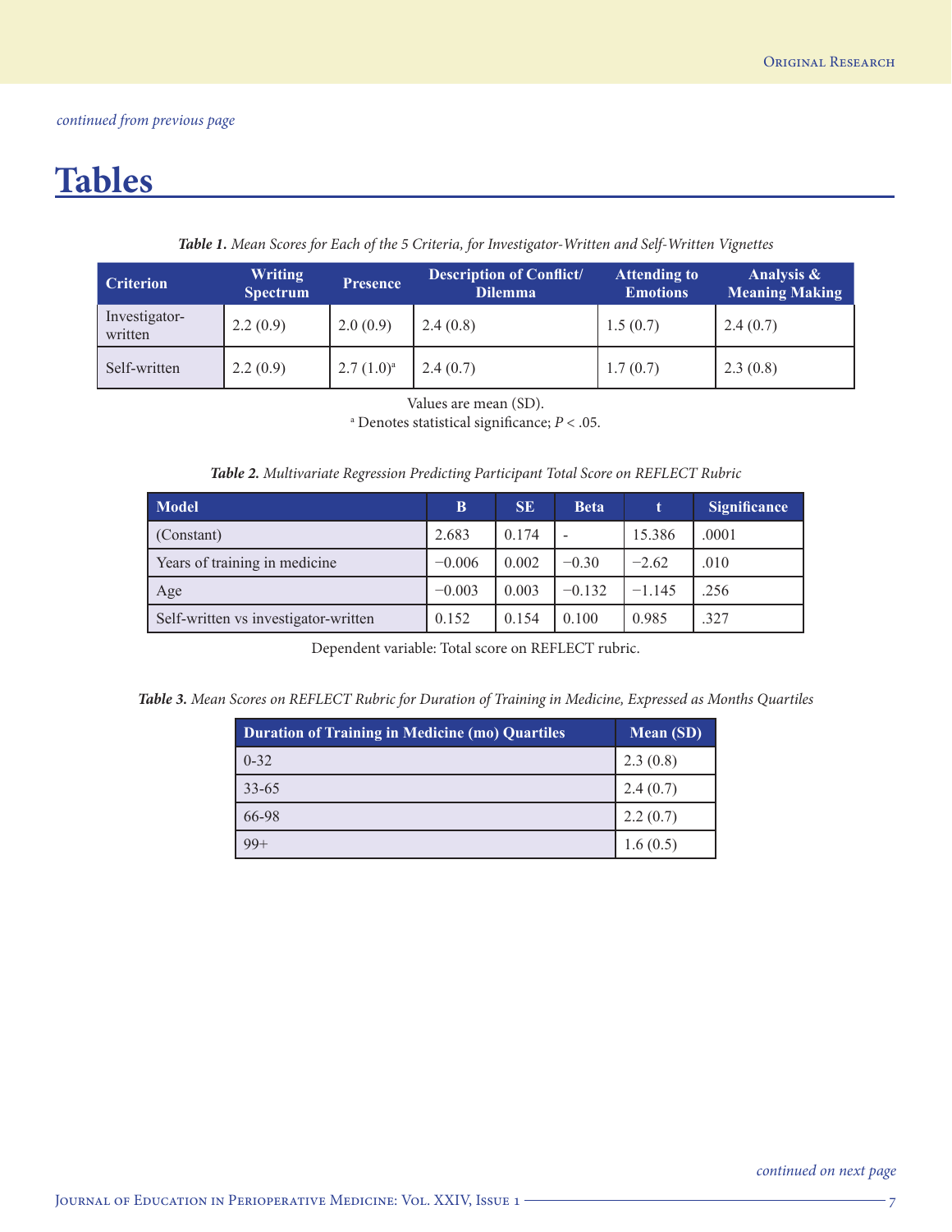*continued from previous page*

# Tables

***Table 1.*** *Mean Scores for Each of the 5 Criteria, for Investigator-Written and Self-Written Vignettes*

| Criterion | Writing Spectrum | Presence | Description of Conflict/ Dilemma | Attending to Emotions | Analysis & Meaning Making |
|---|---|---|---|---|---|
| Investigator-written | 2.2 (0.9) | 2.0 (0.9) | 2.4 (0.8) | 1.5 (0.7) | 2.4 (0.7) |
| Self-written | 2.2 (0.9) | 2.7 (1.0)[a] | 2.4 (0.7) | 1.7 (0.7) | 2.3 (0.8) |

Values are mean (SD).
[a] Denotes statistical significance; $P < .05$.

***Table 2.*** *Multivariate Regression Predicting Participant Total Score on REFLECT Rubric*

| Model | B | SE | Beta | t | Significance |
|---|---|---|---|---|---|
| (Constant) | 2.683 | 0.174 | - | 15.386 | .0001 |
| Years of training in medicine | −0.006 | 0.002 | −0.30 | −2.62 | .010 |
| Age | −0.003 | 0.003 | −0.132 | −1.145 | .256 |
| Self-written vs investigator-written | 0.152 | 0.154 | 0.100 | 0.985 | .327 |

Dependent variable: Total score on REFLECT rubric.

***Table 3.*** *Mean Scores on REFLECT Rubric for Duration of Training in Medicine, Expressed as Months Quartiles*

| Duration of Training in Medicine (mo) Quartiles | Mean (SD) |
|---|---|
| 0-32 | 2.3 (0.8) |
| 33-65 | 2.4 (0.7) |
| 66-98 | 2.2 (0.7) |
| 99+ | 1.6 (0.5) |

*continued on next page*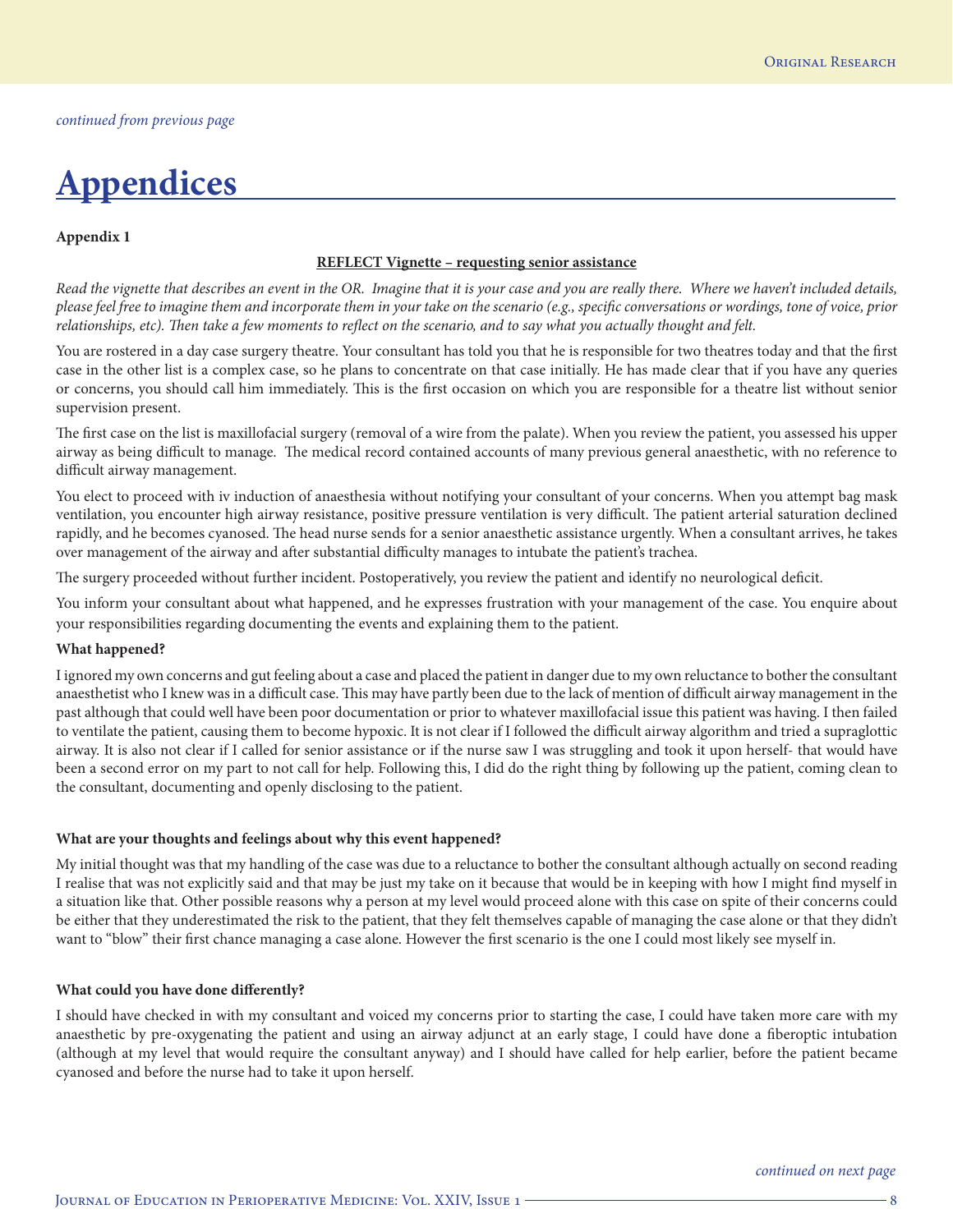*continued from previous page*

# Appendices

**Appendix 1**

**REFLECT Vignette – requesting senior assistance**

*Read the vignette that describes an event in the OR. Imagine that it is your case and you are really there. Where we haven't included details, please feel free to imagine them and incorporate them in your take on the scenario (e.g., specific conversations or wordings, tone of voice, prior relationships, etc). Then take a few moments to reflect on the scenario, and to say what you actually thought and felt.*

You are rostered in a day case surgery theatre. Your consultant has told you that he is responsible for two theatres today and that the first case in the other list is a complex case, so he plans to concentrate on that case initially. He has made clear that if you have any queries or concerns, you should call him immediately. This is the first occasion on which you are responsible for a theatre list without senior supervision present.

The first case on the list is maxillofacial surgery (removal of a wire from the palate). When you review the patient, you assessed his upper airway as being difficult to manage. The medical record contained accounts of many previous general anaesthetic, with no reference to difficult airway management.

You elect to proceed with iv induction of anaesthesia without notifying your consultant of your concerns. When you attempt bag mask ventilation, you encounter high airway resistance, positive pressure ventilation is very difficult. The patient arterial saturation declined rapidly, and he becomes cyanosed. The head nurse sends for a senior anaesthetic assistance urgently. When a consultant arrives, he takes over management of the airway and after substantial difficulty manages to intubate the patient's trachea.

The surgery proceeded without further incident. Postoperatively, you review the patient and identify no neurological deficit.

You inform your consultant about what happened, and he expresses frustration with your management of the case. You enquire about your responsibilities regarding documenting the events and explaining them to the patient.

**What happened?**

I ignored my own concerns and gut feeling about a case and placed the patient in danger due to my own reluctance to bother the consultant anaesthetist who I knew was in a difficult case. This may have partly been due to the lack of mention of difficult airway management in the past although that could well have been poor documentation or prior to whatever maxillofacial issue this patient was having. I then failed to ventilate the patient, causing them to become hypoxic. It is not clear if I followed the difficult airway algorithm and tried a supraglottic airway. It is also not clear if I called for senior assistance or if the nurse saw I was struggling and took it upon herself- that would have been a second error on my part to not call for help. Following this, I did do the right thing by following up the patient, coming clean to the consultant, documenting and openly disclosing to the patient.

**What are your thoughts and feelings about why this event happened?**

My initial thought was that my handling of the case was due to a reluctance to bother the consultant although actually on second reading I realise that was not explicitly said and that may be just my take on it because that would be in keeping with how I might find myself in a situation like that. Other possible reasons why a person at my level would proceed alone with this case on spite of their concerns could be either that they underestimated the risk to the patient, that they felt themselves capable of managing the case alone or that they didn't want to "blow" their first chance managing a case alone. However the first scenario is the one I could most likely see myself in.

**What could you have done differently?**

I should have checked in with my consultant and voiced my concerns prior to starting the case, I could have taken more care with my anaesthetic by pre-oxygenating the patient and using an airway adjunct at an early stage, I could have done a fiberoptic intubation (although at my level that would require the consultant anyway) and I should have called for help earlier, before the patient became cyanosed and before the nurse had to take it upon herself.

*continued on next page*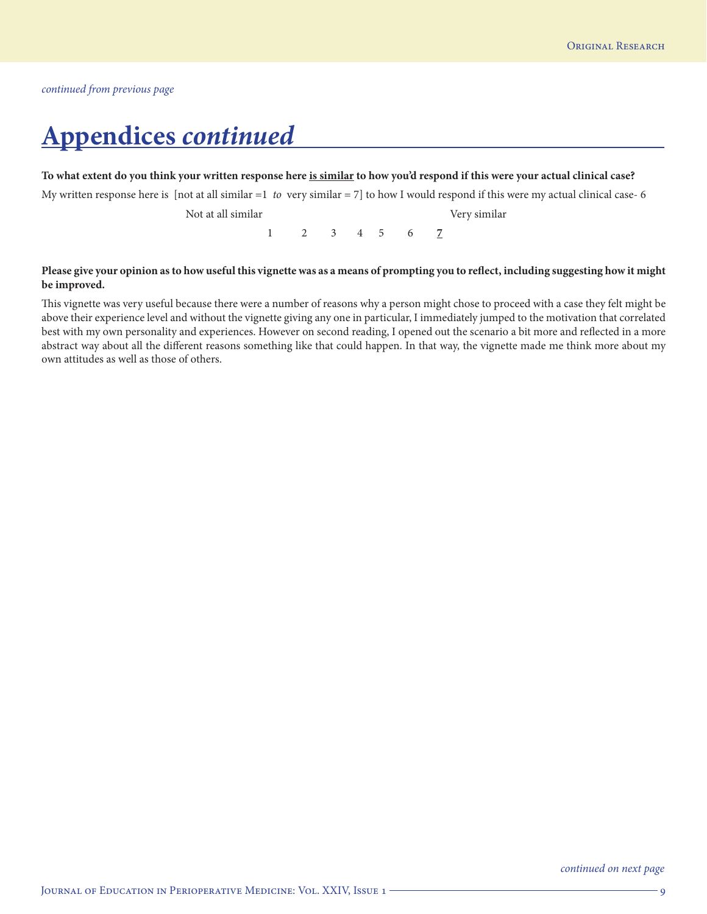*continued from previous page*

# Appendices *continued*

**To what extent do you think your written response here <u>is similar</u> to how you'd respond if this were your actual clinical case?**

My written response here is [not at all similar =1 *to* very similar = 7] to how I would respond if this were my actual clinical case- 6

| Not at all similar | | | | | | Very similar |
|---|---|---|---|---|---|---|
| 1 | 2 | 3 | 4 | 5 | 6 | <u>7</u> |

**Please give your opinion as to how useful this vignette was as a means of prompting you to reflect, including suggesting how it might be improved.**

This vignette was very useful because there were a number of reasons why a person might chose to proceed with a case they felt might be above their experience level and without the vignette giving any one in particular, I immediately jumped to the motivation that correlated best with my own personality and experiences. However on second reading, I opened out the scenario a bit more and reflected in a more abstract way about all the different reasons something like that could happen. In that way, the vignette made me think more about my own attitudes as well as those of others.

*continued on next page*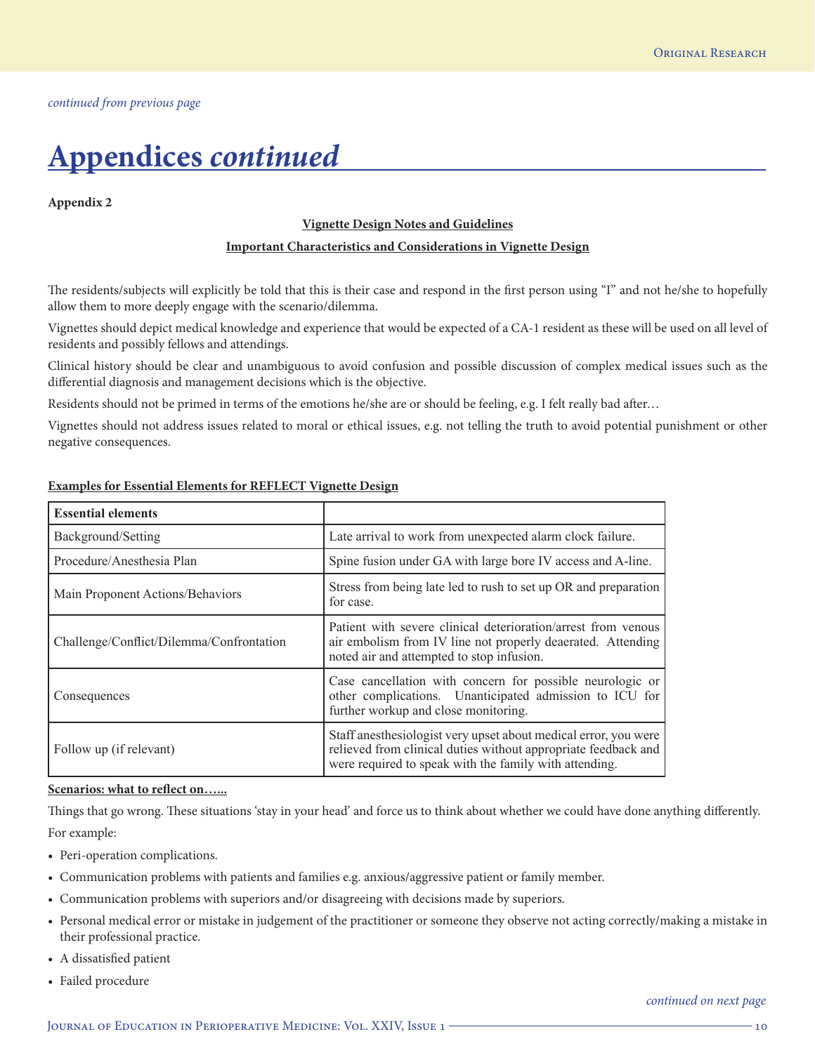*continued from previous page*

# Appendices *continued*

**Appendix 2**

**Vignette Design Notes and Guidelines**

**Important Characteristics and Considerations in Vignette Design**

The residents/subjects will explicitly be told that this is their case and respond in the first person using "I" and not he/she to hopefully allow them to more deeply engage with the scenario/dilemma.

Vignettes should depict medical knowledge and experience that would be expected of a CA-1 resident as these will be used on all level of residents and possibly fellows and attendings.

Clinical history should be clear and unambiguous to avoid confusion and possible discussion of complex medical issues such as the differential diagnosis and management decisions which is the objective.

Residents should not be primed in terms of the emotions he/she are or should be feeling, e.g. I felt really bad after…

Vignettes should not address issues related to moral or ethical issues, e.g. not telling the truth to avoid potential punishment or other negative consequences.

**Examples for Essential Elements for REFLECT Vignette Design**

| **Essential elements** | |
|---|---|
| Background/Setting | Late arrival to work from unexpected alarm clock failure. |
| Procedure/Anesthesia Plan | Spine fusion under GA with large bore IV access and A-line. |
| Main Proponent Actions/Behaviors | Stress from being late led to rush to set up OR and preparation for case. |
| Challenge/Conflict/Dilemma/Confrontation | Patient with severe clinical deterioration/arrest from venous air embolism from IV line not properly deaerated. Attending noted air and attempted to stop infusion. |
| Consequences | Case cancellation with concern for possible neurologic or other complications. Unanticipated admission to ICU for further workup and close monitoring. |
| Follow up (if relevant) | Staff anesthesiologist very upset about medical error, you were relieved from clinical duties without appropriate feedback and were required to speak with the family with attending. |

**Scenarios: what to reflect on…...**

Things that go wrong. These situations 'stay in your head' and force us to think about whether we could have done anything differently.

For example:

- Peri-operation complications.
- Communication problems with patients and families e.g. anxious/aggressive patient or family member.
- Communication problems with superiors and/or disagreeing with decisions made by superiors.
- Personal medical error or mistake in judgement of the practitioner or someone they observe not acting correctly/making a mistake in their professional practice.
- A dissatisfied patient
- Failed procedure

*continued on next page*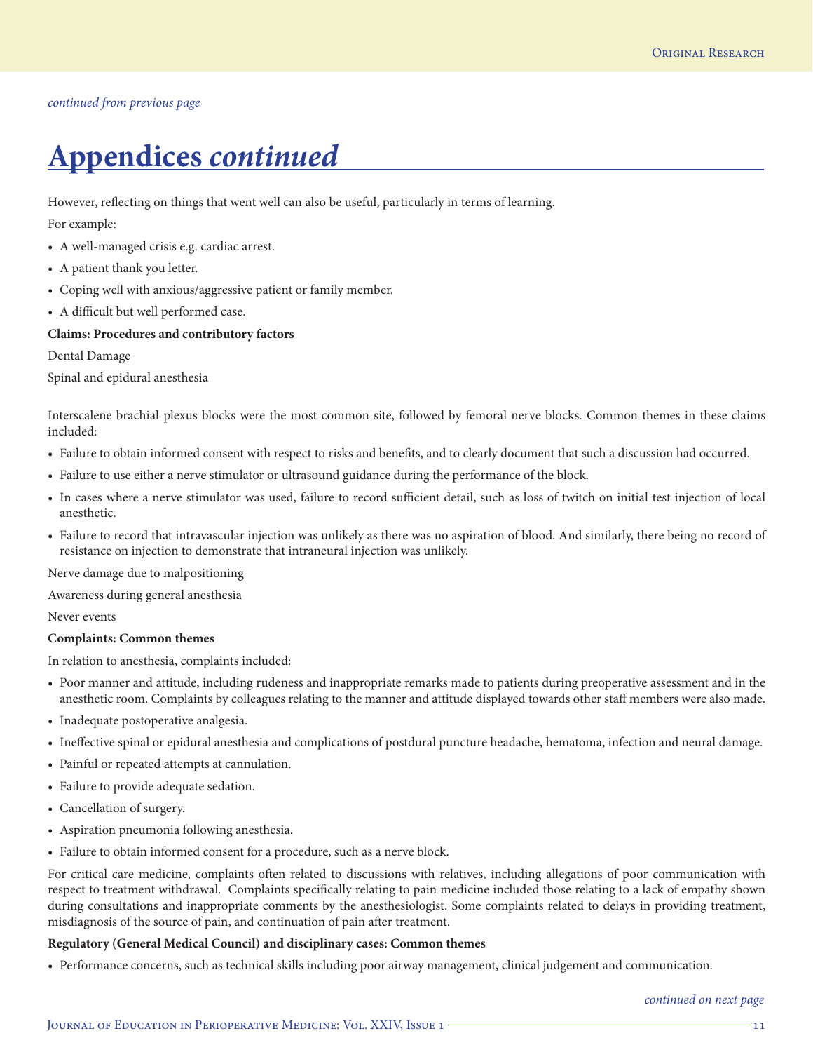*continued from previous page*

# Appendices *continued*

However, reflecting on things that went well can also be useful, particularly in terms of learning.

For example:

- A well-managed crisis e.g. cardiac arrest.
- A patient thank you letter.
- Coping well with anxious/aggressive patient or family member.
- A difficult but well performed case.

**Claims: Procedures and contributory factors**

Dental Damage

Spinal and epidural anesthesia

Interscalene brachial plexus blocks were the most common site, followed by femoral nerve blocks. Common themes in these claims included:

- Failure to obtain informed consent with respect to risks and benefits, and to clearly document that such a discussion had occurred.
- Failure to use either a nerve stimulator or ultrasound guidance during the performance of the block.
- In cases where a nerve stimulator was used, failure to record sufficient detail, such as loss of twitch on initial test injection of local anesthetic.
- Failure to record that intravascular injection was unlikely as there was no aspiration of blood. And similarly, there being no record of resistance on injection to demonstrate that intraneural injection was unlikely.

Nerve damage due to malpositioning

Awareness during general anesthesia

Never events

**Complaints: Common themes**

In relation to anesthesia, complaints included:

- Poor manner and attitude, including rudeness and inappropriate remarks made to patients during preoperative assessment and in the anesthetic room. Complaints by colleagues relating to the manner and attitude displayed towards other staff members were also made.
- Inadequate postoperative analgesia.
- Ineffective spinal or epidural anesthesia and complications of postdural puncture headache, hematoma, infection and neural damage.
- Painful or repeated attempts at cannulation.
- Failure to provide adequate sedation.
- Cancellation of surgery.
- Aspiration pneumonia following anesthesia.
- Failure to obtain informed consent for a procedure, such as a nerve block.

For critical care medicine, complaints often related to discussions with relatives, including allegations of poor communication with respect to treatment withdrawal. Complaints specifically relating to pain medicine included those relating to a lack of empathy shown during consultations and inappropriate comments by the anesthesiologist. Some complaints related to delays in providing treatment, misdiagnosis of the source of pain, and continuation of pain after treatment.

**Regulatory (General Medical Council) and disciplinary cases: Common themes**

- Performance concerns, such as technical skills including poor airway management, clinical judgement and communication.

*continued on next page*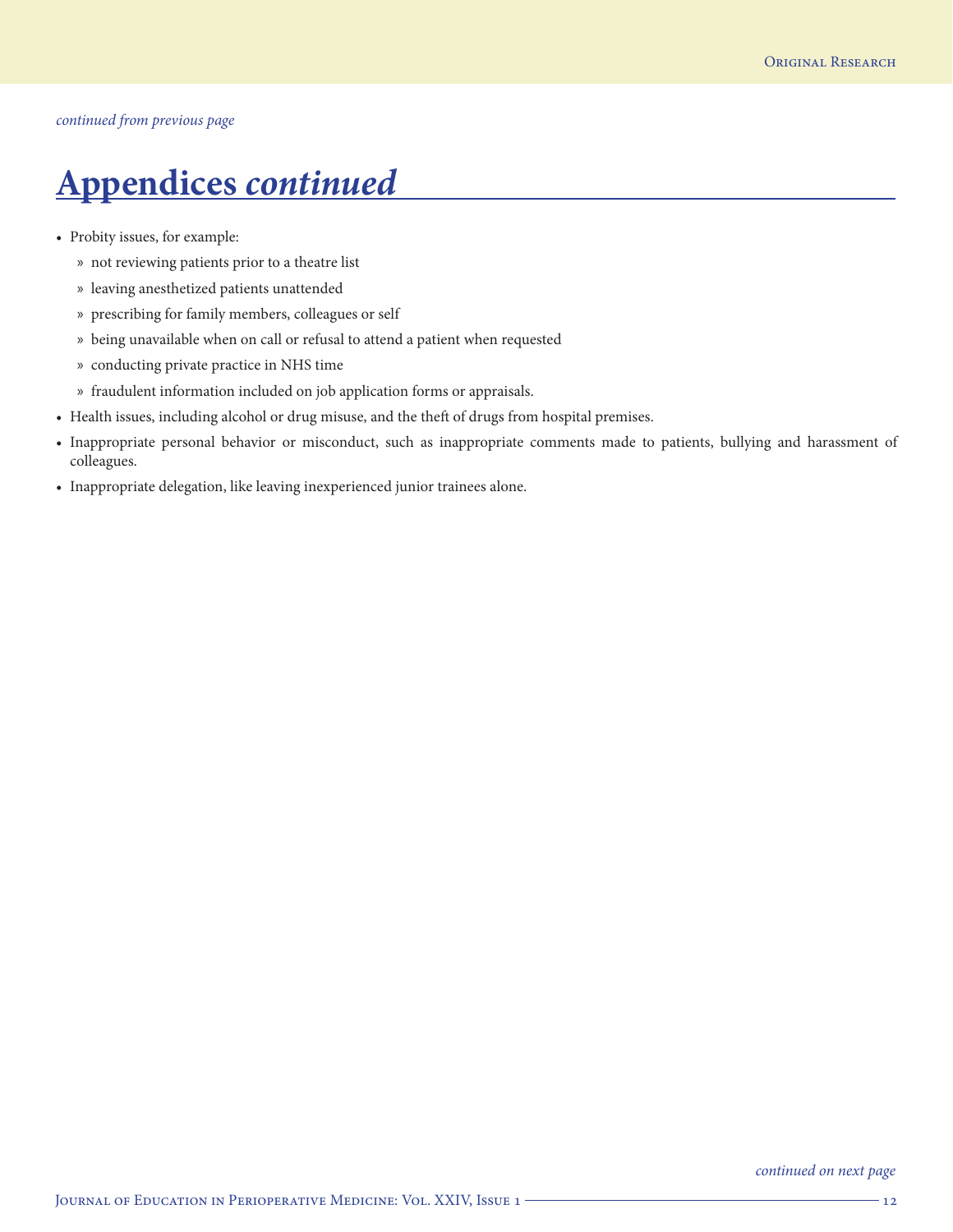*continued from previous page*

# Appendices *continued*

- Probity issues, for example:
  - not reviewing patients prior to a theatre list
  - leaving anesthetized patients unattended
  - prescribing for family members, colleagues or self
  - being unavailable when on call or refusal to attend a patient when requested
  - conducting private practice in NHS time
  - fraudulent information included on job application forms or appraisals.
- Health issues, including alcohol or drug misuse, and the theft of drugs from hospital premises.
- Inappropriate personal behavior or misconduct, such as inappropriate comments made to patients, bullying and harassment of colleagues.
- Inappropriate delegation, like leaving inexperienced junior trainees alone.

*continued on next page*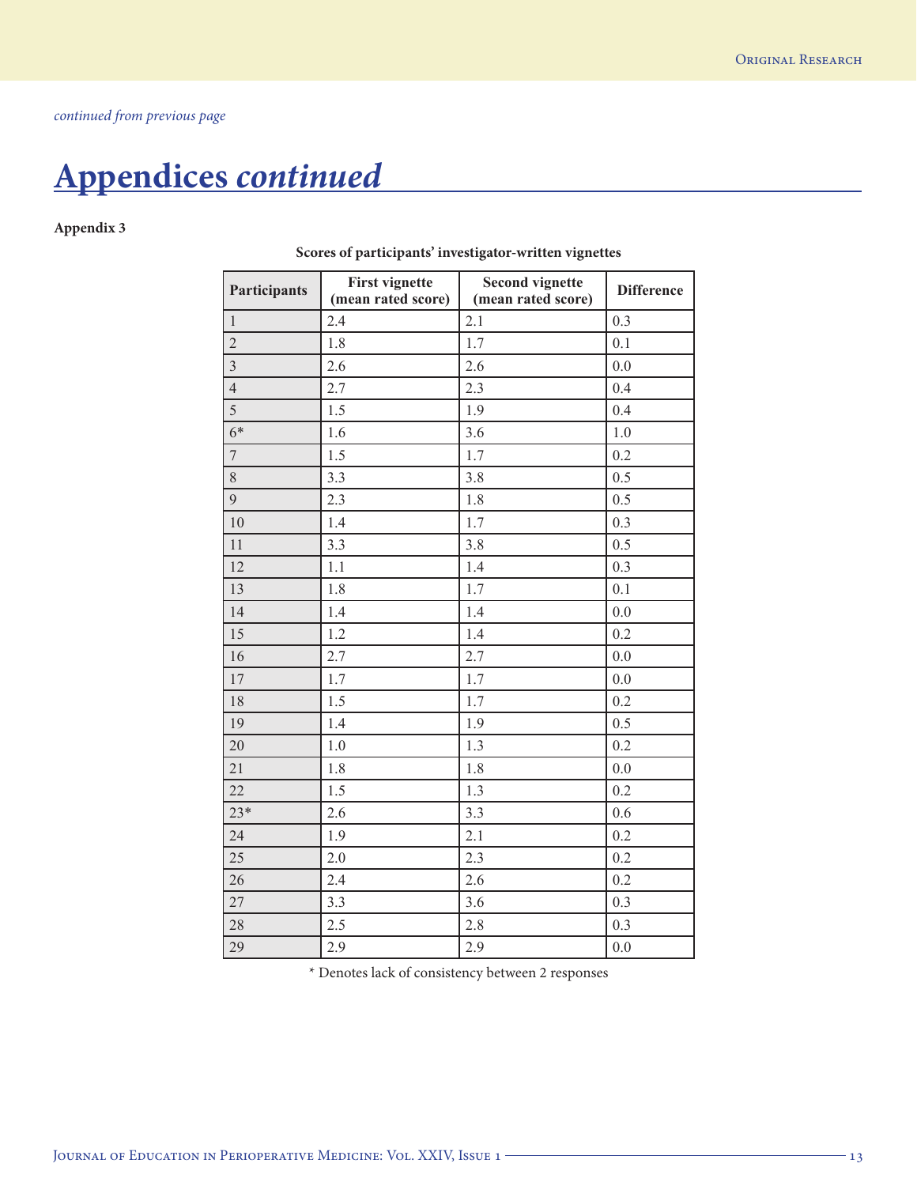*continued from previous page*

# Appendices *continued*

**Appendix 3**

**Scores of participants' investigator-written vignettes**

| Participants | First vignette (mean rated score) | Second vignette (mean rated score) | Difference |
|---|---|---|---|
| 1 | 2.4 | 2.1 | 0.3 |
| 2 | 1.8 | 1.7 | 0.1 |
| 3 | 2.6 | 2.6 | 0.0 |
| 4 | 2.7 | 2.3 | 0.4 |
| 5 | 1.5 | 1.9 | 0.4 |
| 6* | 1.6 | 3.6 | 1.0 |
| 7 | 1.5 | 1.7 | 0.2 |
| 8 | 3.3 | 3.8 | 0.5 |
| 9 | 2.3 | 1.8 | 0.5 |
| 10 | 1.4 | 1.7 | 0.3 |
| 11 | 3.3 | 3.8 | 0.5 |
| 12 | 1.1 | 1.4 | 0.3 |
| 13 | 1.8 | 1.7 | 0.1 |
| 14 | 1.4 | 1.4 | 0.0 |
| 15 | 1.2 | 1.4 | 0.2 |
| 16 | 2.7 | 2.7 | 0.0 |
| 17 | 1.7 | 1.7 | 0.0 |
| 18 | 1.5 | 1.7 | 0.2 |
| 19 | 1.4 | 1.9 | 0.5 |
| 20 | 1.0 | 1.3 | 0.2 |
| 21 | 1.8 | 1.8 | 0.0 |
| 22 | 1.5 | 1.3 | 0.2 |
| 23* | 2.6 | 3.3 | 0.6 |
| 24 | 1.9 | 2.1 | 0.2 |
| 25 | 2.0 | 2.3 | 0.2 |
| 26 | 2.4 | 2.6 | 0.2 |
| 27 | 3.3 | 3.6 | 0.3 |
| 28 | 2.5 | 2.8 | 0.3 |
| 29 | 2.9 | 2.9 | 0.0 |

* Denotes lack of consistency between 2 responses